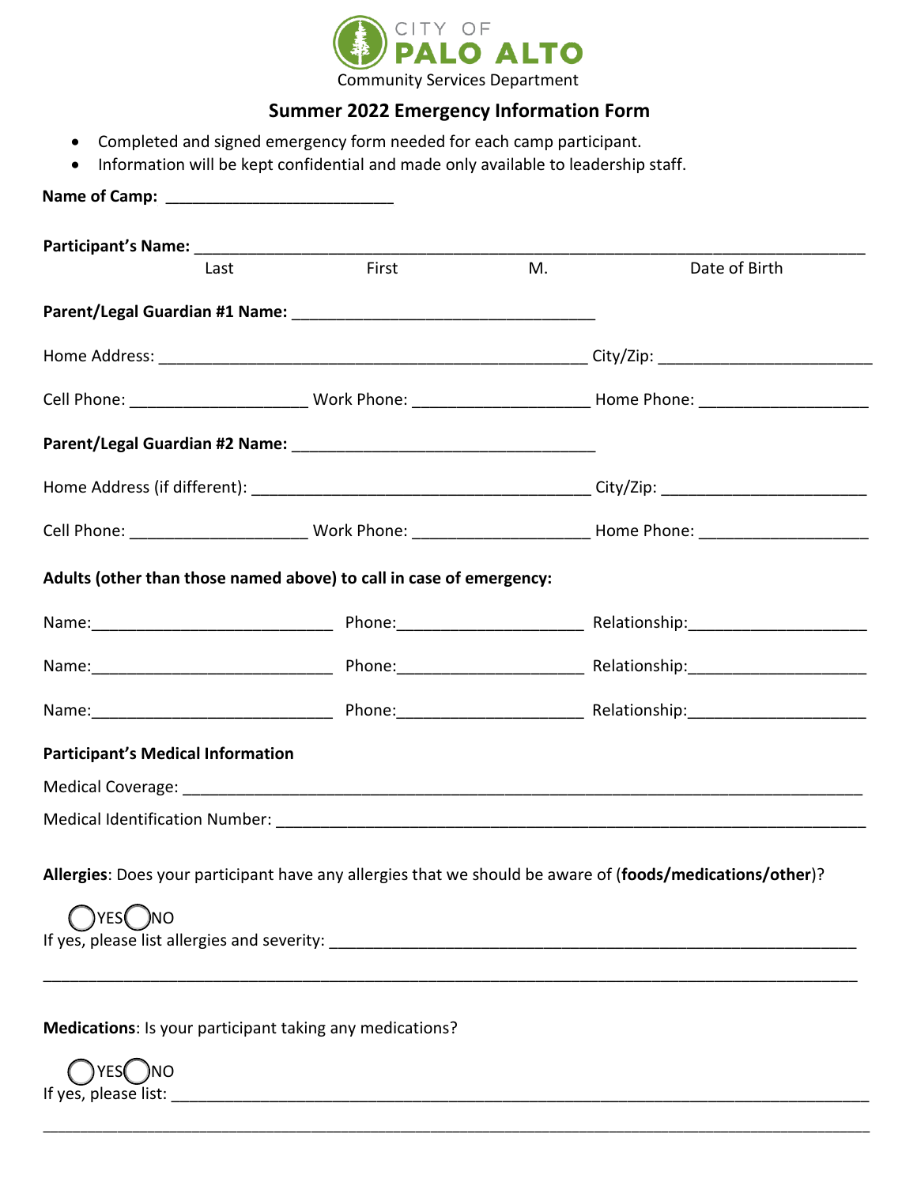CITY OF
**PALO ALTO**
Community Services Department

## Summer 2022 Emergency Information Form

- Completed and signed emergency form needed for each camp participant.
- Information will be kept confidential and made only available to leadership staff.

**Name of Camp:** _________________________

**Participant's Name:** ___________________________________________________________________________
Last First M. Date of Birth

**Parent/Legal Guardian #1 Name:** __________________________________

Home Address: ________________________________________________ City/Zip: ________________________

Cell Phone: ____________________ Work Phone: ____________________ Home Phone: ___________________

**Parent/Legal Guardian #2 Name:** __________________________________

Home Address (if different): ______________________________________ City/Zip: ______________________

Cell Phone: ____________________ Work Phone: ____________________ Home Phone: ___________________

**Adults (other than those named above) to call in case of emergency:**

Name:___________________________ Phone:_____________________ Relationship:____________________

Name:___________________________ Phone:_____________________ Relationship:____________________

Name:___________________________ Phone:_____________________ Relationship:____________________

**Participant's Medical Information**

Medical Coverage: ____________________________________________________________________________

Medical Identification Number: ___________________________________________________________________

**Allergies**: Does your participant have any allergies that we should be aware of (**foods/medications/other**)?

◯ YES ◯ NO

If yes, please list allergies and severity: ___________________________________________________________

____________________________________________________________________________________________

**Medications**: Is your participant taking any medications?

◯ YES ◯ NO

If yes, please list: ____________________________________________________________________________

____________________________________________________________________________________________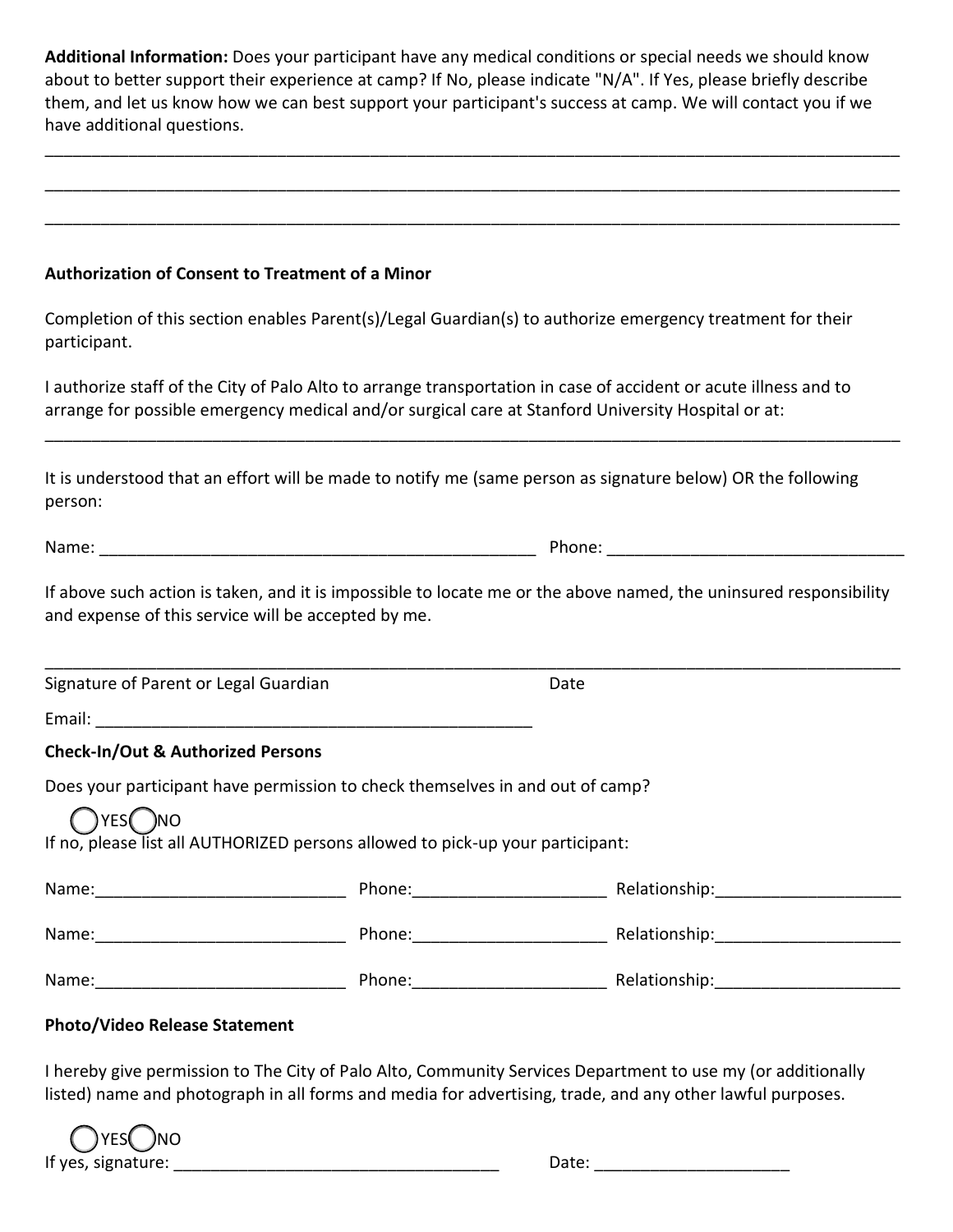**Additional Information:** Does your participant have any medical conditions or special needs we should know about to better support their experience at camp? If No, please indicate "N/A". If Yes, please briefly describe them, and let us know how we can best support your participant's success at camp. We will contact you if we have additional questions.

_______________________________________________________________________________________

_______________________________________________________________________________________

_______________________________________________________________________________________

**Authorization of Consent to Treatment of a Minor**

Completion of this section enables Parent(s)/Legal Guardian(s) to authorize emergency treatment for their participant.

I authorize staff of the City of Palo Alto to arrange transportation in case of accident or acute illness and to arrange for possible emergency medical and/or surgical care at Stanford University Hospital or at:

_______________________________________________________________________________________

It is understood that an effort will be made to notify me (same person as signature below) OR the following person:

Name: ______________________________________________ Phone: _____________________________

If above such action is taken, and it is impossible to locate me or the above named, the uninsured responsibility and expense of this service will be accepted by me.

_______________________________________________________________________________________

Signature of Parent or Legal Guardian Date

Email: ______________________________________________

**Check-In/Out & Authorized Persons**

Does your participant have permission to check themselves in and out of camp?

◯ YES ◯ NO

If no, please list all AUTHORIZED persons allowed to pick-up your participant:

Name:_________________________ Phone:___________________ Relationship:__________________

Name:_________________________ Phone:___________________ Relationship:__________________

Name:_________________________ Phone:___________________ Relationship:__________________

**Photo/Video Release Statement**

I hereby give permission to The City of Palo Alto, Community Services Department to use my (or additionally listed) name and photograph in all forms and media for advertising, trade, and any other lawful purposes.

◯ YES ◯ NO

If yes, signature: _________________________________ Date: ____________________